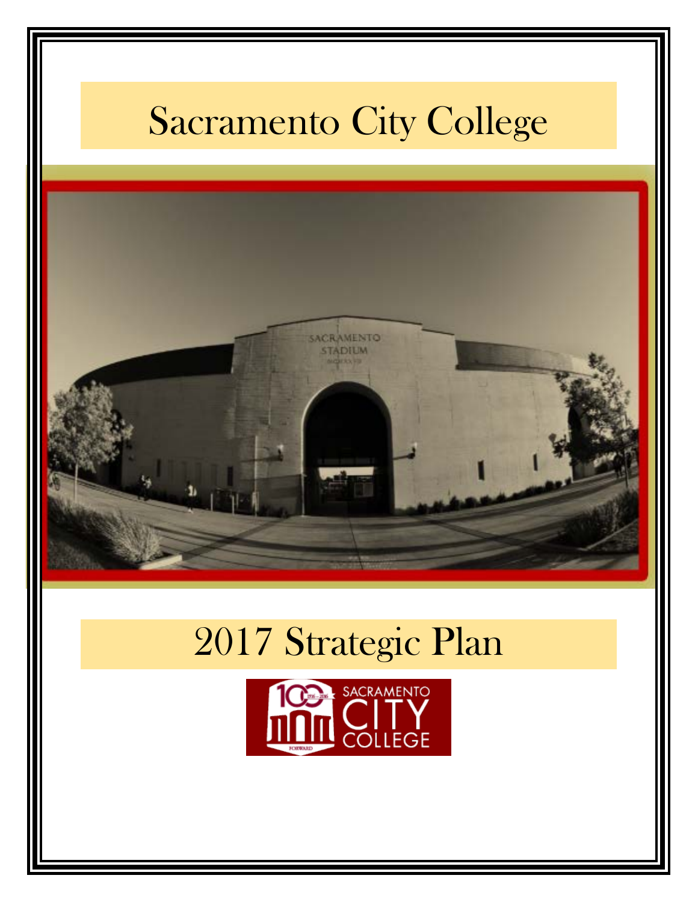# Sacramento City College

# 2017 Strategic Plan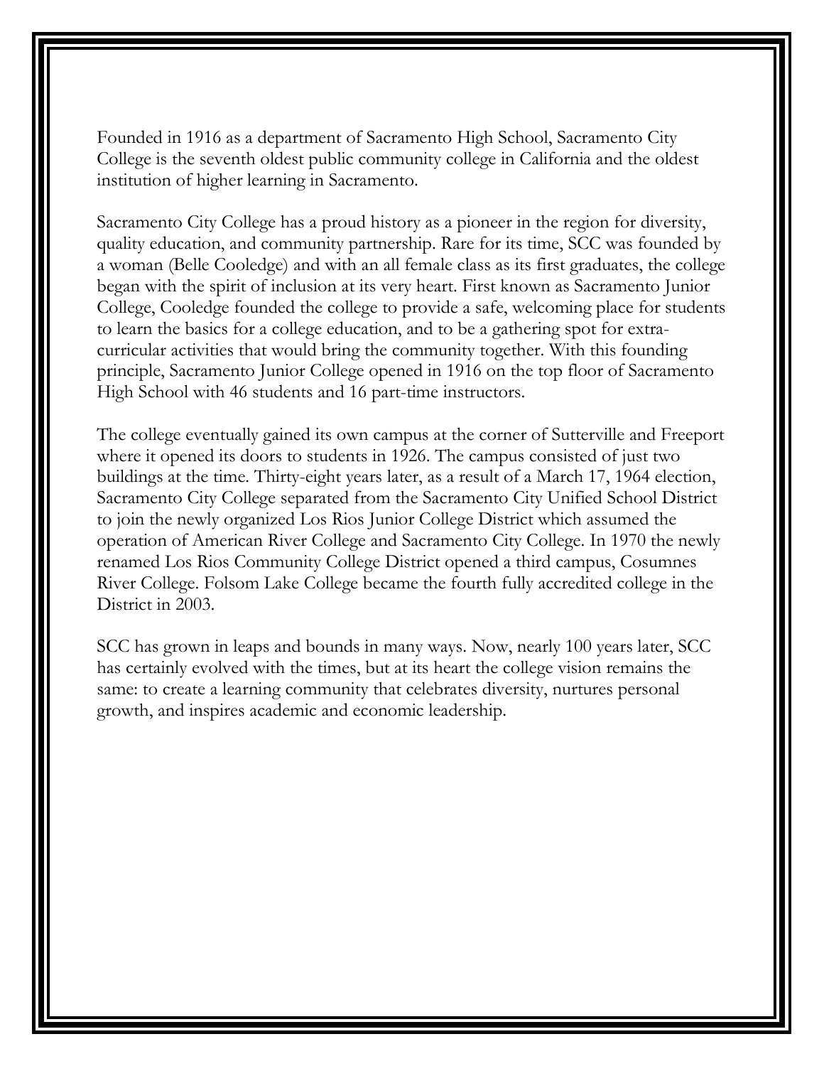Founded in 1916 as a department of Sacramento High School, Sacramento City College is the seventh oldest public community college in California and the oldest institution of higher learning in Sacramento.

Sacramento City College has a proud history as a pioneer in the region for diversity, quality education, and community partnership. Rare for its time, SCC was founded by a woman (Belle Cooledge) and with an all female class as its first graduates, the college began with the spirit of inclusion at its very heart. First known as Sacramento Junior College, Cooledge founded the college to provide a safe, welcoming place for students to learn the basics for a college education, and to be a gathering spot for extra-curricular activities that would bring the community together. With this founding principle, Sacramento Junior College opened in 1916 on the top floor of Sacramento High School with 46 students and 16 part-time instructors.

The college eventually gained its own campus at the corner of Sutterville and Freeport where it opened its doors to students in 1926. The campus consisted of just two buildings at the time. Thirty-eight years later, as a result of a March 17, 1964 election, Sacramento City College separated from the Sacramento City Unified School District to join the newly organized Los Rios Junior College District which assumed the operation of American River College and Sacramento City College. In 1970 the newly renamed Los Rios Community College District opened a third campus, Cosumnes River College. Folsom Lake College became the fourth fully accredited college in the District in 2003.

SCC has grown in leaps and bounds in many ways. Now, nearly 100 years later, SCC has certainly evolved with the times, but at its heart the college vision remains the same: to create a learning community that celebrates diversity, nurtures personal growth, and inspires academic and economic leadership.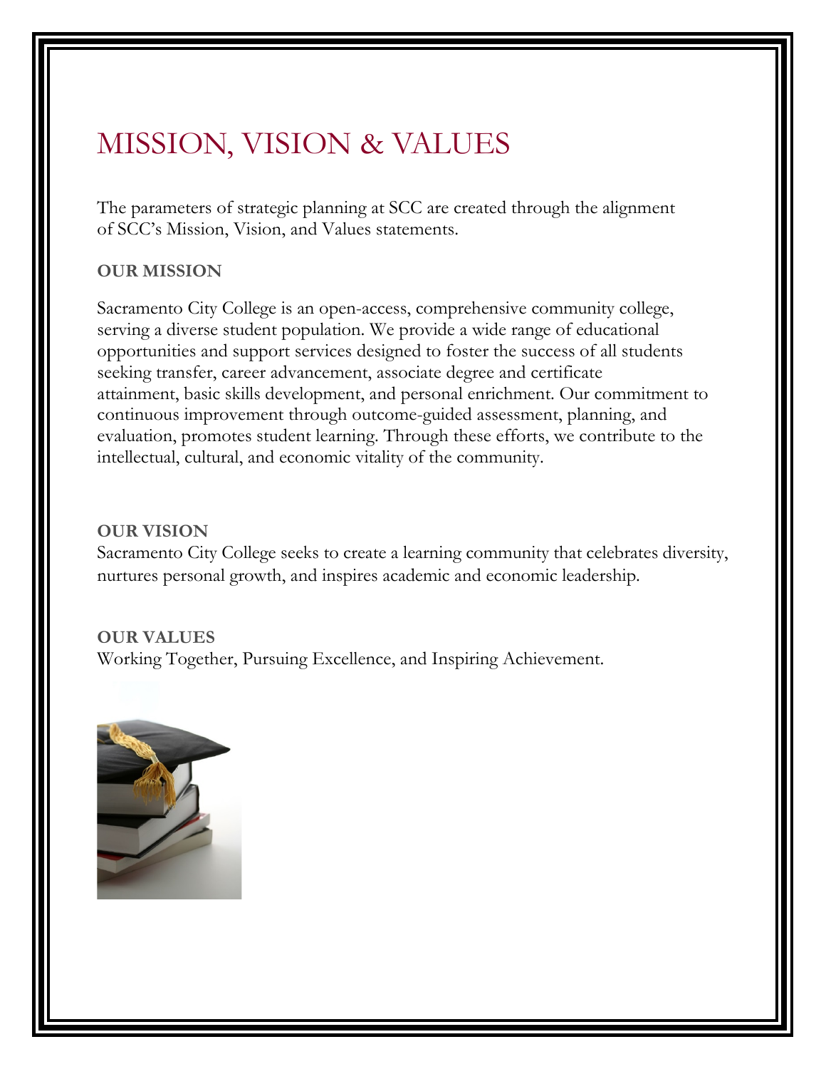# MISSION, VISION & VALUES

The parameters of strategic planning at SCC are created through the alignment of SCC's Mission, Vision, and Values statements.

**OUR MISSION**

Sacramento City College is an open-access, comprehensive community college, serving a diverse student population. We provide a wide range of educational opportunities and support services designed to foster the success of all students seeking transfer, career advancement, associate degree and certificate attainment, basic skills development, and personal enrichment. Our commitment to continuous improvement through outcome-guided assessment, planning, and evaluation, promotes student learning. Through these efforts, we contribute to the intellectual, cultural, and economic vitality of the community.

**OUR VISION**

Sacramento City College seeks to create a learning community that celebrates diversity, nurtures personal growth, and inspires academic and economic leadership.

**OUR VALUES**

Working Together, Pursuing Excellence, and Inspiring Achievement.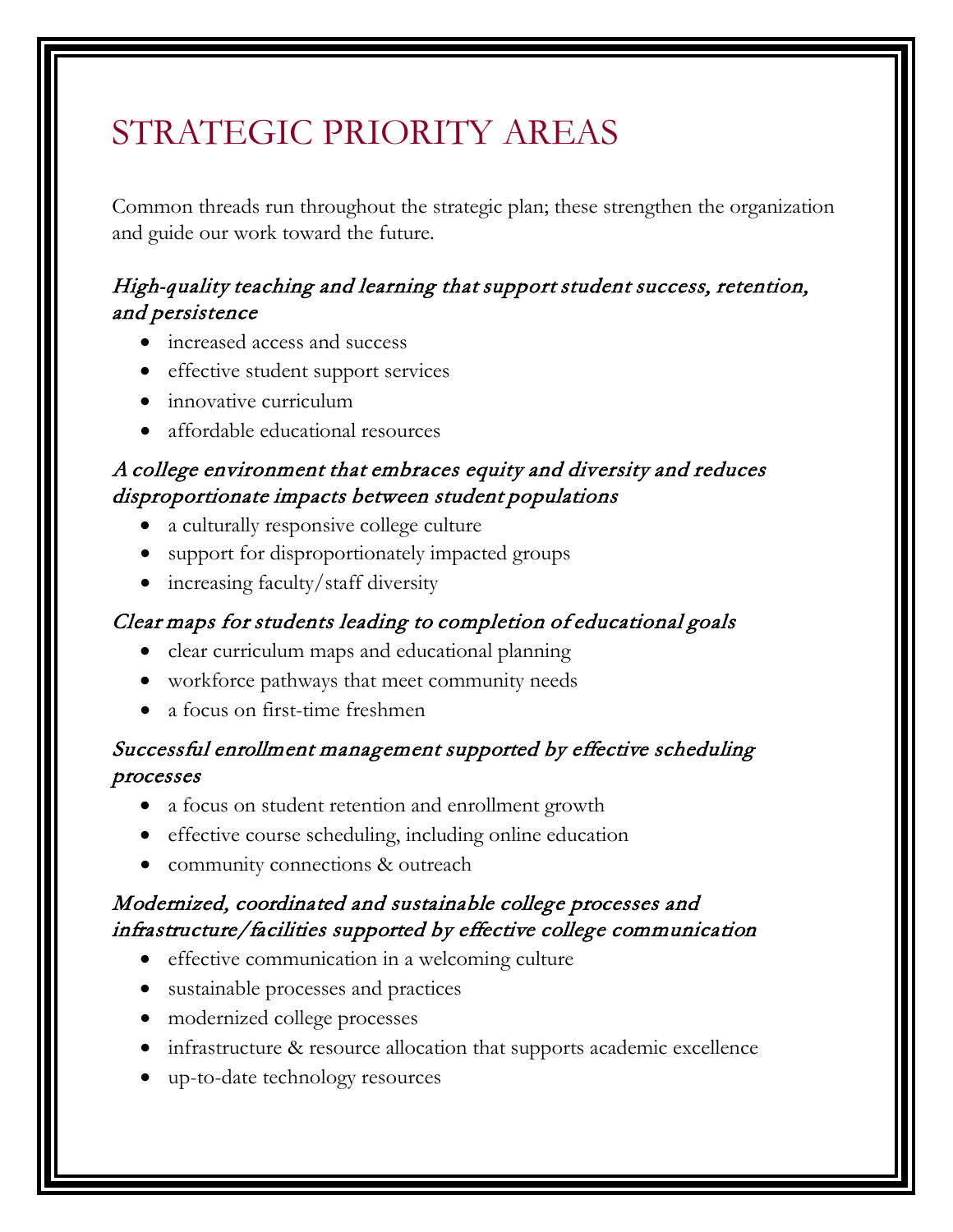# STRATEGIC PRIORITY AREAS

Common threads run throughout the strategic plan; these strengthen the organization and guide our work toward the future.

### *High-quality teaching and learning that support student success, retention, and persistence*

- increased access and success
- effective student support services
- innovative curriculum
- affordable educational resources

### *A college environment that embraces equity and diversity and reduces disproportionate impacts between student populations*

- a culturally responsive college culture
- support for disproportionately impacted groups
- increasing faculty/staff diversity

### *Clear maps for students leading to completion of educational goals*

- clear curriculum maps and educational planning
- workforce pathways that meet community needs
- a focus on first-time freshmen

### *Successful enrollment management supported by effective scheduling processes*

- a focus on student retention and enrollment growth
- effective course scheduling, including online education
- community connections & outreach

### *Modernized, coordinated and sustainable college processes and infrastructure/facilities supported by effective college communication*

- effective communication in a welcoming culture
- sustainable processes and practices
- modernized college processes
- infrastructure & resource allocation that supports academic excellence
- up-to-date technology resources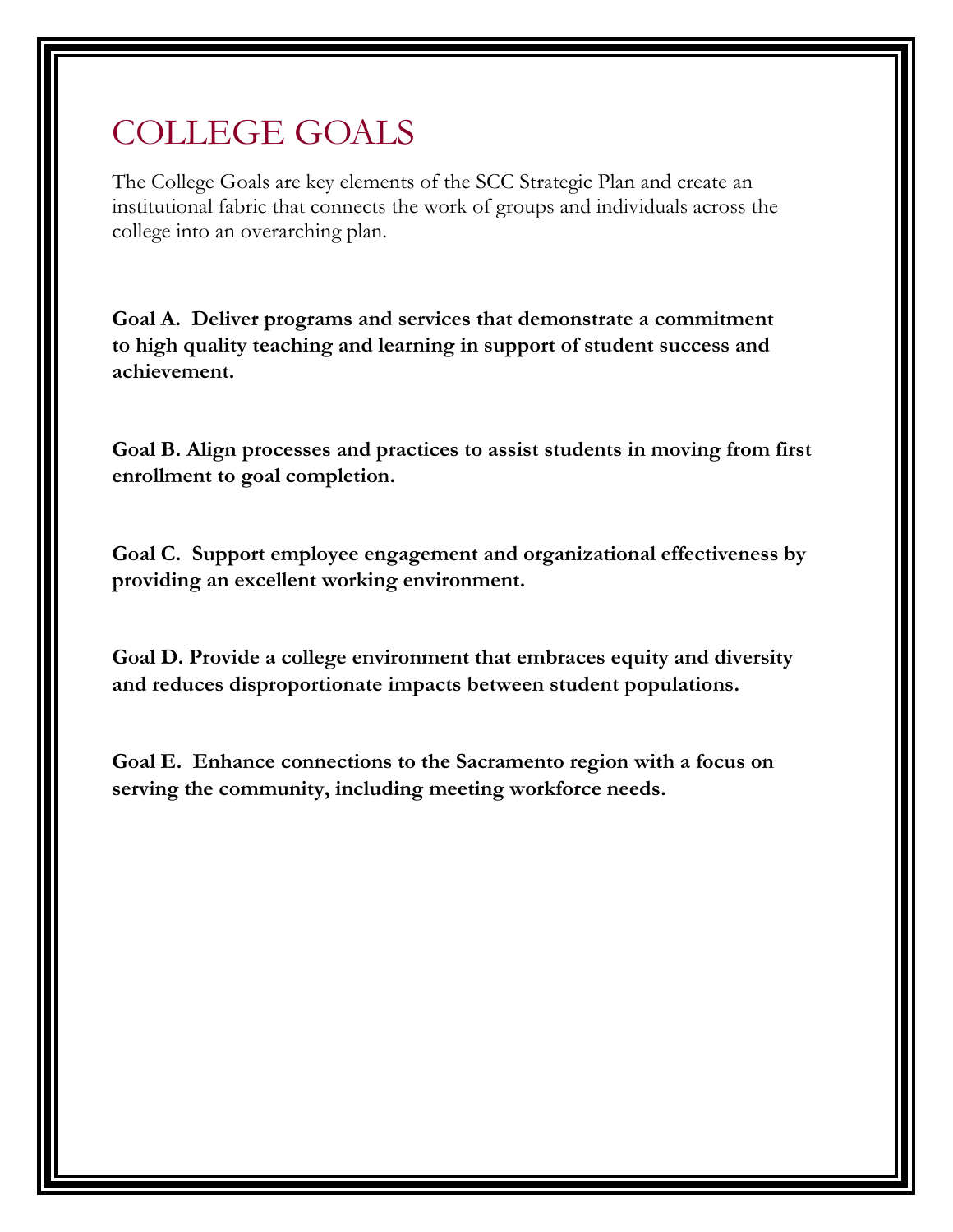# COLLEGE GOALS

The College Goals are key elements of the SCC Strategic Plan and create an institutional fabric that connects the work of groups and individuals across the college into an overarching plan.

**Goal A. Deliver programs and services that demonstrate a commitment to high quality teaching and learning in support of student success and achievement.**

**Goal B. Align processes and practices to assist students in moving from first enrollment to goal completion.**

**Goal C. Support employee engagement and organizational effectiveness by providing an excellent working environment.**

**Goal D. Provide a college environment that embraces equity and diversity and reduces disproportionate impacts between student populations.**

**Goal E. Enhance connections to the Sacramento region with a focus on serving the community, including meeting workforce needs.**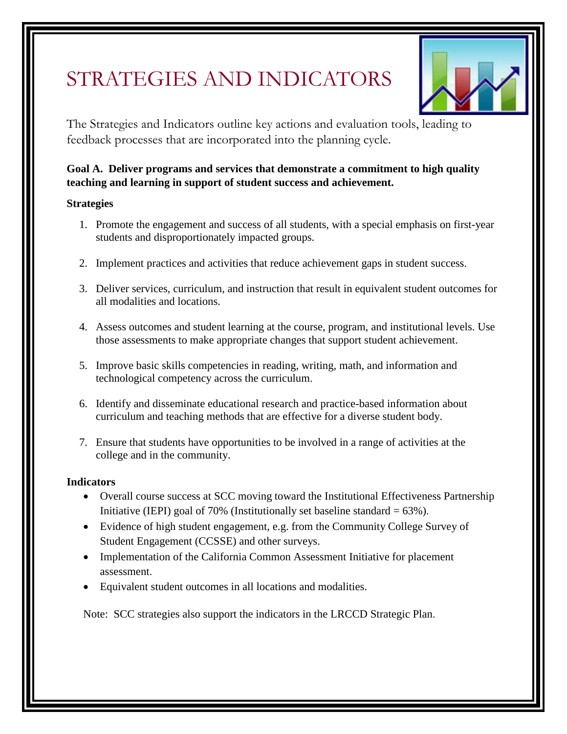# STRATEGIES AND INDICATORS

The Strategies and Indicators outline key actions and evaluation tools, leading to feedback processes that are incorporated into the planning cycle.

**Goal A. Deliver programs and services that demonstrate a commitment to high quality teaching and learning in support of student success and achievement.**

**Strategies**

1. Promote the engagement and success of all students, with a special emphasis on first-year students and disproportionately impacted groups.

2. Implement practices and activities that reduce achievement gaps in student success.

3. Deliver services, curriculum, and instruction that result in equivalent student outcomes for all modalities and locations.

4. Assess outcomes and student learning at the course, program, and institutional levels. Use those assessments to make appropriate changes that support student achievement.

5. Improve basic skills competencies in reading, writing, math, and information and technological competency across the curriculum.

6. Identify and disseminate educational research and practice-based information about curriculum and teaching methods that are effective for a diverse student body.

7. Ensure that students have opportunities to be involved in a range of activities at the college and in the community.

**Indicators**

- Overall course success at SCC moving toward the Institutional Effectiveness Partnership Initiative (IEPI) goal of 70% (Institutionally set baseline standard = 63%).
- Evidence of high student engagement, e.g. from the Community College Survey of Student Engagement (CCSSE) and other surveys.
- Implementation of the California Common Assessment Initiative for placement assessment.
- Equivalent student outcomes in all locations and modalities.

Note: SCC strategies also support the indicators in the LRCCD Strategic Plan.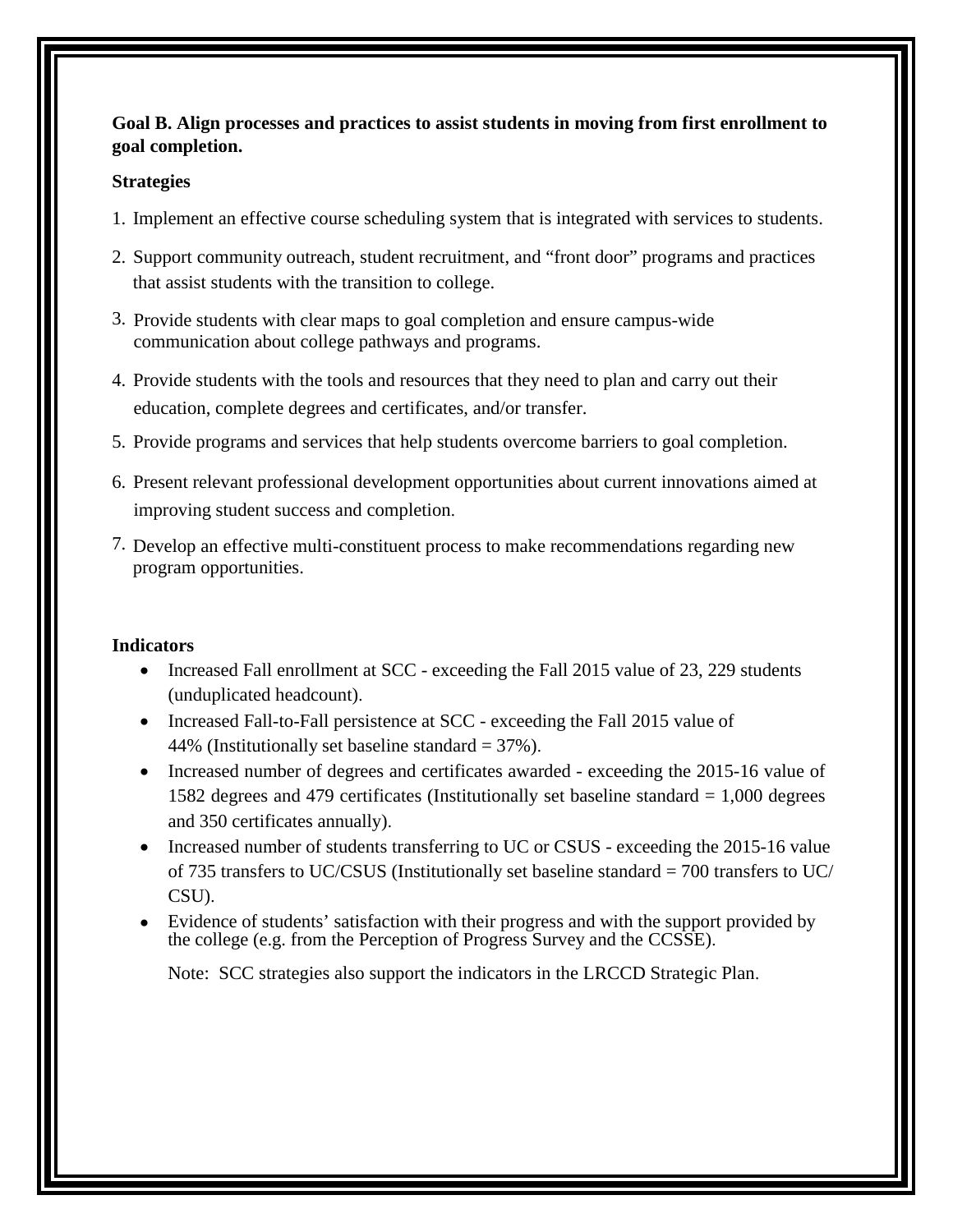**Goal B. Align processes and practices to assist students in moving from first enrollment to goal completion.**

**Strategies**

1. Implement an effective course scheduling system that is integrated with services to students.
2. Support community outreach, student recruitment, and "front door" programs and practices that assist students with the transition to college.
3. Provide students with clear maps to goal completion and ensure campus-wide communication about college pathways and programs.
4. Provide students with the tools and resources that they need to plan and carry out their education, complete degrees and certificates, and/or transfer.
5. Provide programs and services that help students overcome barriers to goal completion.
6. Present relevant professional development opportunities about current innovations aimed at improving student success and completion.
7. Develop an effective multi-constituent process to make recommendations regarding new program opportunities.

**Indicators**

- Increased Fall enrollment at SCC - exceeding the Fall 2015 value of 23, 229 students (unduplicated headcount).
- Increased Fall-to-Fall persistence at SCC - exceeding the Fall 2015 value of 44% (Institutionally set baseline standard = 37%).
- Increased number of degrees and certificates awarded - exceeding the 2015-16 value of 1582 degrees and 479 certificates (Institutionally set baseline standard = 1,000 degrees and 350 certificates annually).
- Increased number of students transferring to UC or CSUS - exceeding the 2015-16 value of 735 transfers to UC/CSUS (Institutionally set baseline standard = 700 transfers to UC/CSU).
- Evidence of students' satisfaction with their progress and with the support provided by the college (e.g. from the Perception of Progress Survey and the CCSSE).

Note: SCC strategies also support the indicators in the LRCCD Strategic Plan.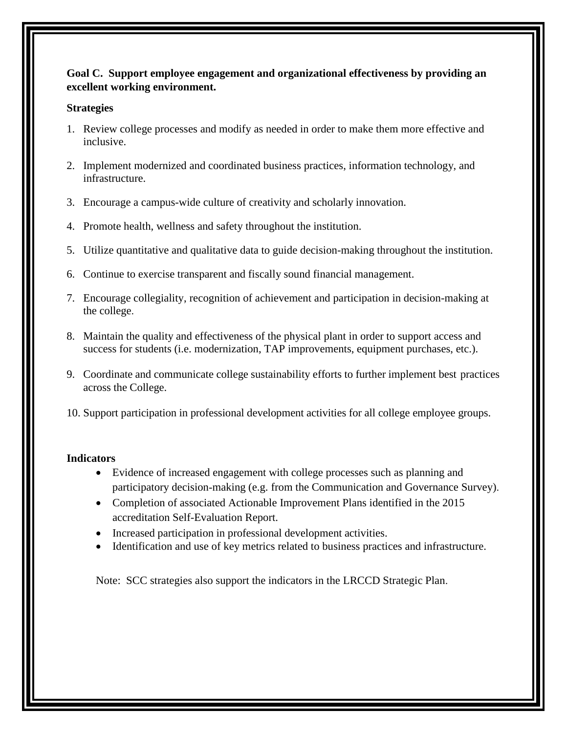**Goal C. Support employee engagement and organizational effectiveness by providing an excellent working environment.**

**Strategies**

1. Review college processes and modify as needed in order to make them more effective and inclusive.
2. Implement modernized and coordinated business practices, information technology, and infrastructure.
3. Encourage a campus-wide culture of creativity and scholarly innovation.
4. Promote health, wellness and safety throughout the institution.
5. Utilize quantitative and qualitative data to guide decision-making throughout the institution.
6. Continue to exercise transparent and fiscally sound financial management.
7. Encourage collegiality, recognition of achievement and participation in decision-making at the college.
8. Maintain the quality and effectiveness of the physical plant in order to support access and success for students (i.e. modernization, TAP improvements, equipment purchases, etc.).
9. Coordinate and communicate college sustainability efforts to further implement best practices across the College.
10. Support participation in professional development activities for all college employee groups.

**Indicators**

- Evidence of increased engagement with college processes such as planning and participatory decision-making (e.g. from the Communication and Governance Survey).
- Completion of associated Actionable Improvement Plans identified in the 2015 accreditation Self-Evaluation Report.
- Increased participation in professional development activities.
- Identification and use of key metrics related to business practices and infrastructure.

Note: SCC strategies also support the indicators in the LRCCD Strategic Plan.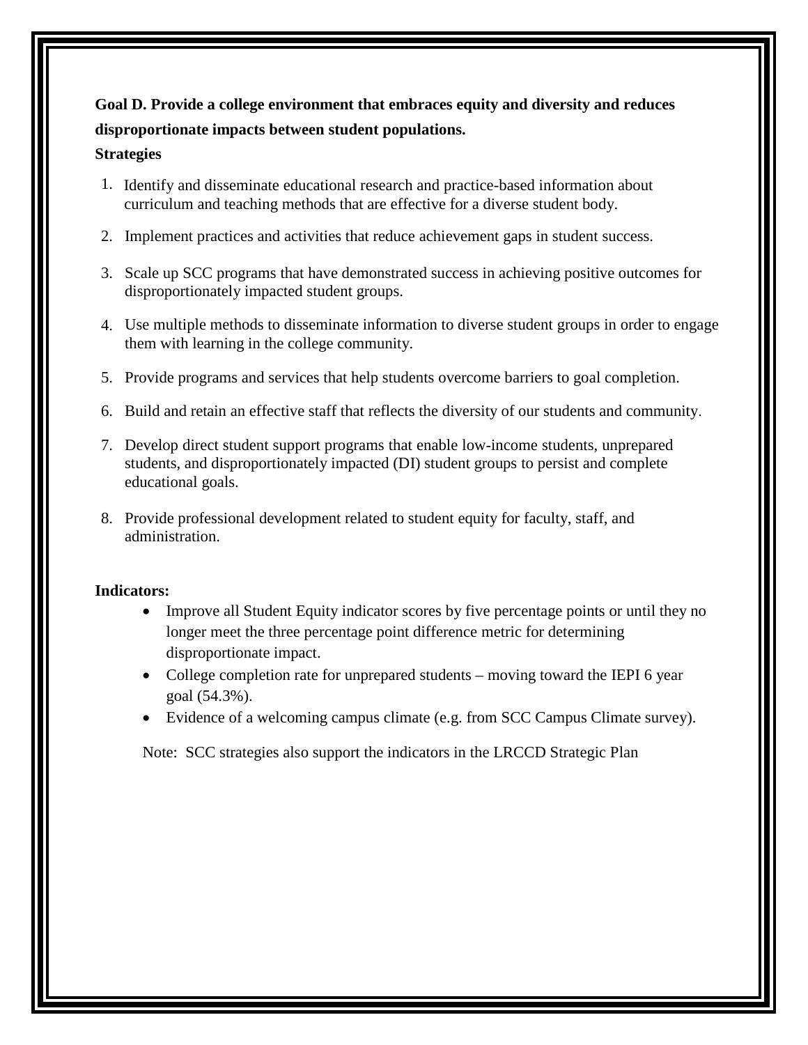**Goal D. Provide a college environment that embraces equity and diversity and reduces disproportionate impacts between student populations.**

**Strategies**

1. Identify and disseminate educational research and practice-based information about curriculum and teaching methods that are effective for a diverse student body.
2. Implement practices and activities that reduce achievement gaps in student success.
3. Scale up SCC programs that have demonstrated success in achieving positive outcomes for disproportionately impacted student groups.
4. Use multiple methods to disseminate information to diverse student groups in order to engage them with learning in the college community.
5. Provide programs and services that help students overcome barriers to goal completion.
6. Build and retain an effective staff that reflects the diversity of our students and community.
7. Develop direct student support programs that enable low-income students, unprepared students, and disproportionately impacted (DI) student groups to persist and complete educational goals.
8. Provide professional development related to student equity for faculty, staff, and administration.

**Indicators:**

- Improve all Student Equity indicator scores by five percentage points or until they no longer meet the three percentage point difference metric for determining disproportionate impact.
- College completion rate for unprepared students – moving toward the IEPI 6 year goal (54.3%).
- Evidence of a welcoming campus climate (e.g. from SCC Campus Climate survey).

Note: SCC strategies also support the indicators in the LRCCD Strategic Plan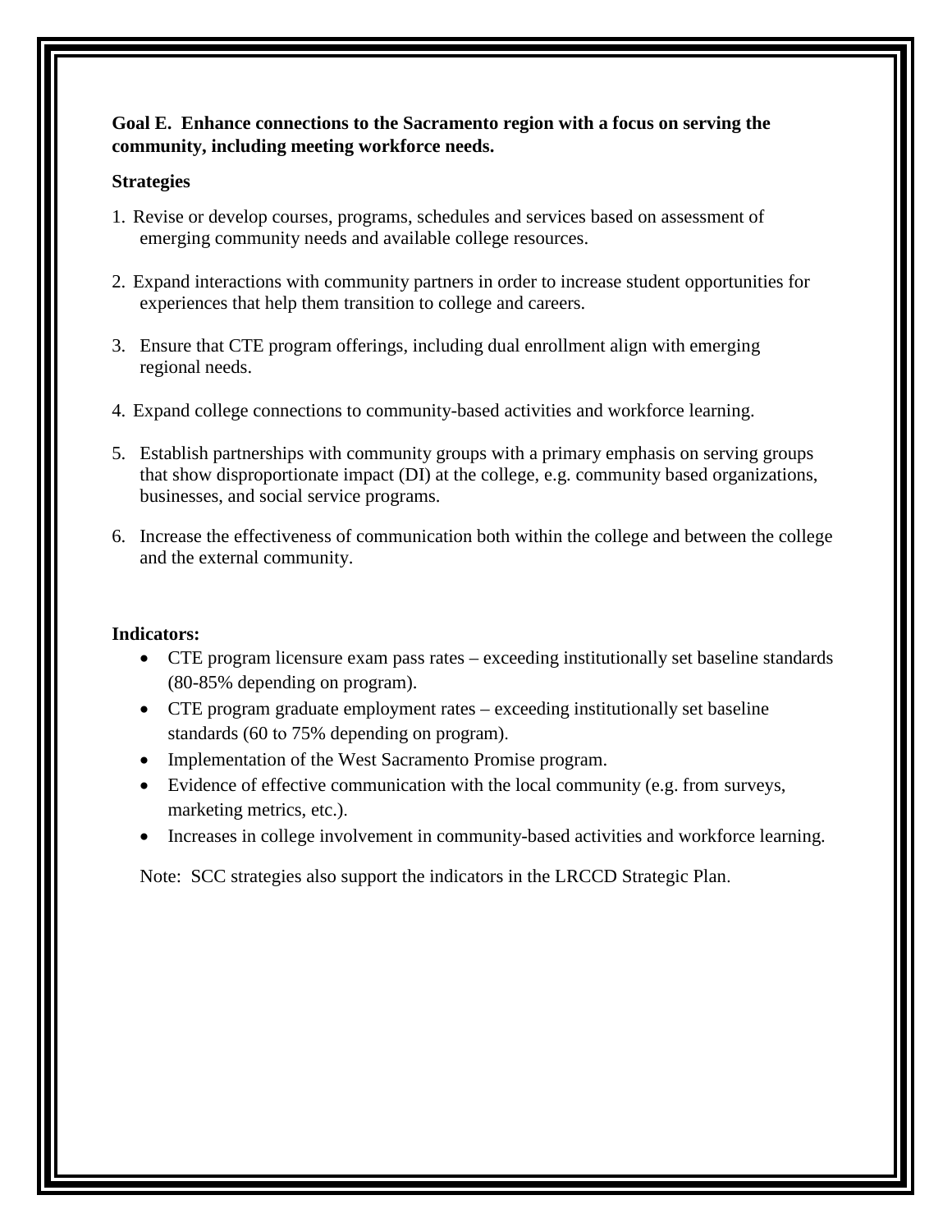**Goal E. Enhance connections to the Sacramento region with a focus on serving the community, including meeting workforce needs.**

**Strategies**

1. Revise or develop courses, programs, schedules and services based on assessment of emerging community needs and available college resources.

2. Expand interactions with community partners in order to increase student opportunities for experiences that help them transition to college and careers.

3. Ensure that CTE program offerings, including dual enrollment align with emerging regional needs.

4. Expand college connections to community-based activities and workforce learning.

5. Establish partnerships with community groups with a primary emphasis on serving groups that show disproportionate impact (DI) at the college, e.g. community based organizations, businesses, and social service programs.

6. Increase the effectiveness of communication both within the college and between the college and the external community.

**Indicators:**

- CTE program licensure exam pass rates – exceeding institutionally set baseline standards (80-85% depending on program).
- CTE program graduate employment rates – exceeding institutionally set baseline standards (60 to 75% depending on program).
- Implementation of the West Sacramento Promise program.
- Evidence of effective communication with the local community (e.g. from surveys, marketing metrics, etc.).
- Increases in college involvement in community-based activities and workforce learning.

Note: SCC strategies also support the indicators in the LRCCD Strategic Plan.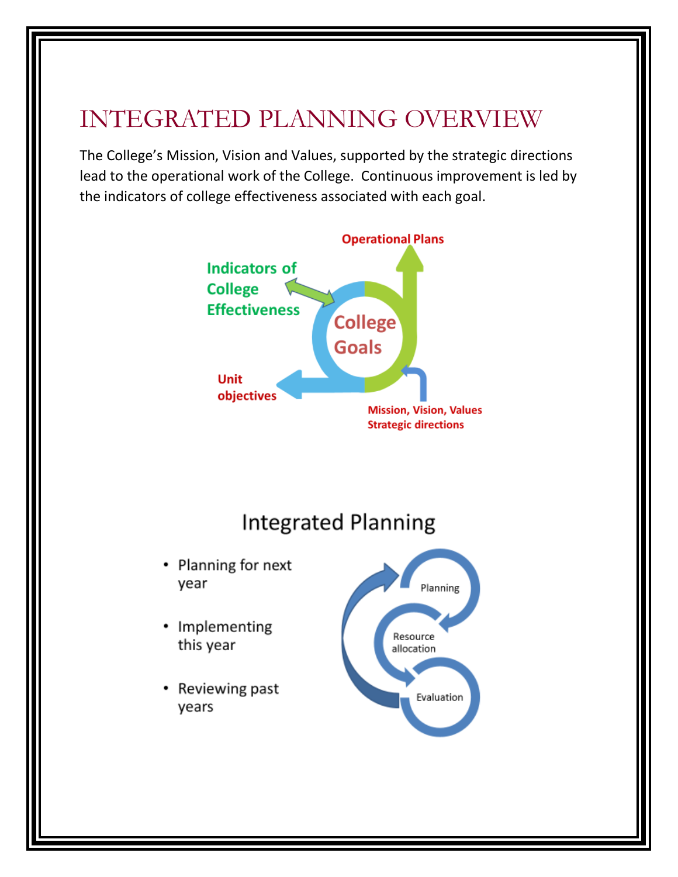# INTEGRATED PLANNING OVERVIEW

The College's Mission, Vision and Values, supported by the strategic directions lead to the operational work of the College. Continuous improvement is led by the indicators of college effectiveness associated with each goal.

Operational Plans

Indicators of College Effectiveness

College Goals

Unit objectives

Mission, Vision, Values
Strategic directions

## Integrated Planning

- Planning for next year
- Implementing this year
- Reviewing past years

Planning

Resource allocation

Evaluation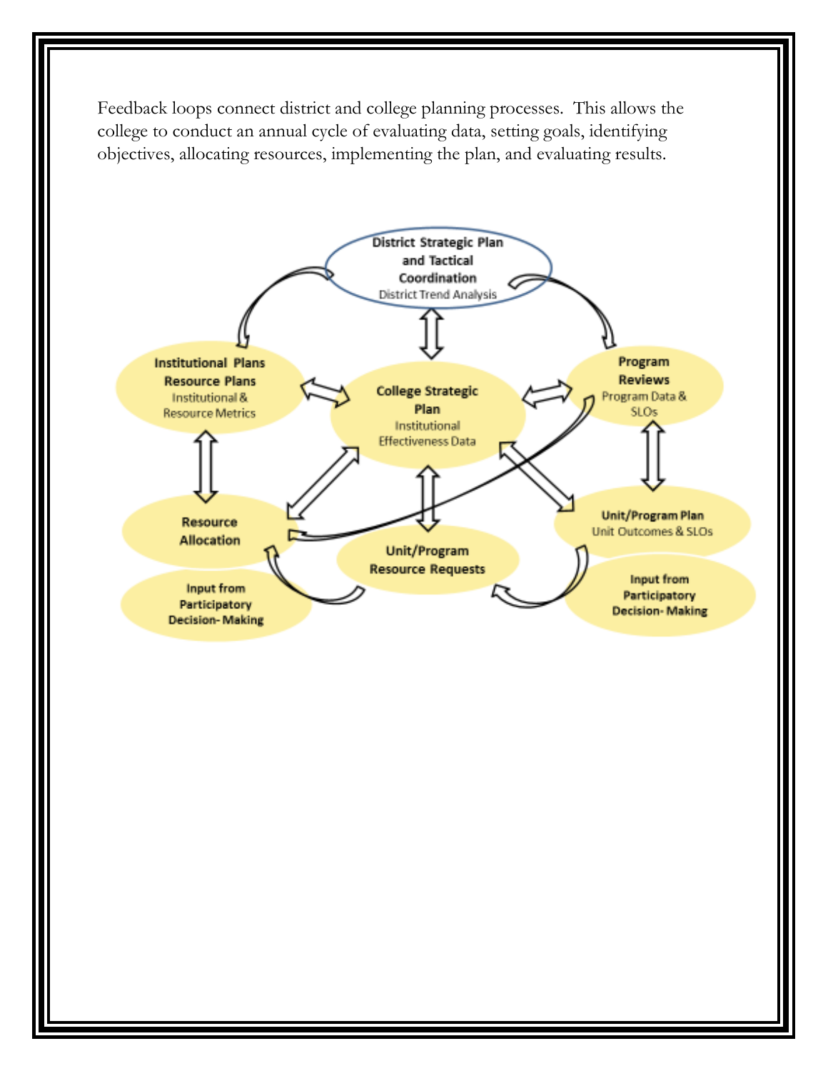Feedback loops connect district and college planning processes. This allows the college to conduct an annual cycle of evaluating data, setting goals, identifying objectives, allocating resources, implementing the plan, and evaluating results.

**District Strategic Plan and Tactical Coordination**
District Trend Analysis

**Institutional Plans Resource Plans**
Institutional & Resource Metrics

**College Strategic Plan**
Institutional Effectiveness Data

**Program Reviews**
Program Data & SLOs

**Resource Allocation**

**Unit/Program Plan**
Unit Outcomes & SLOs

**Unit/Program Resource Requests**

**Input from Participatory Decision- Making**

**Input from Participatory Decision- Making**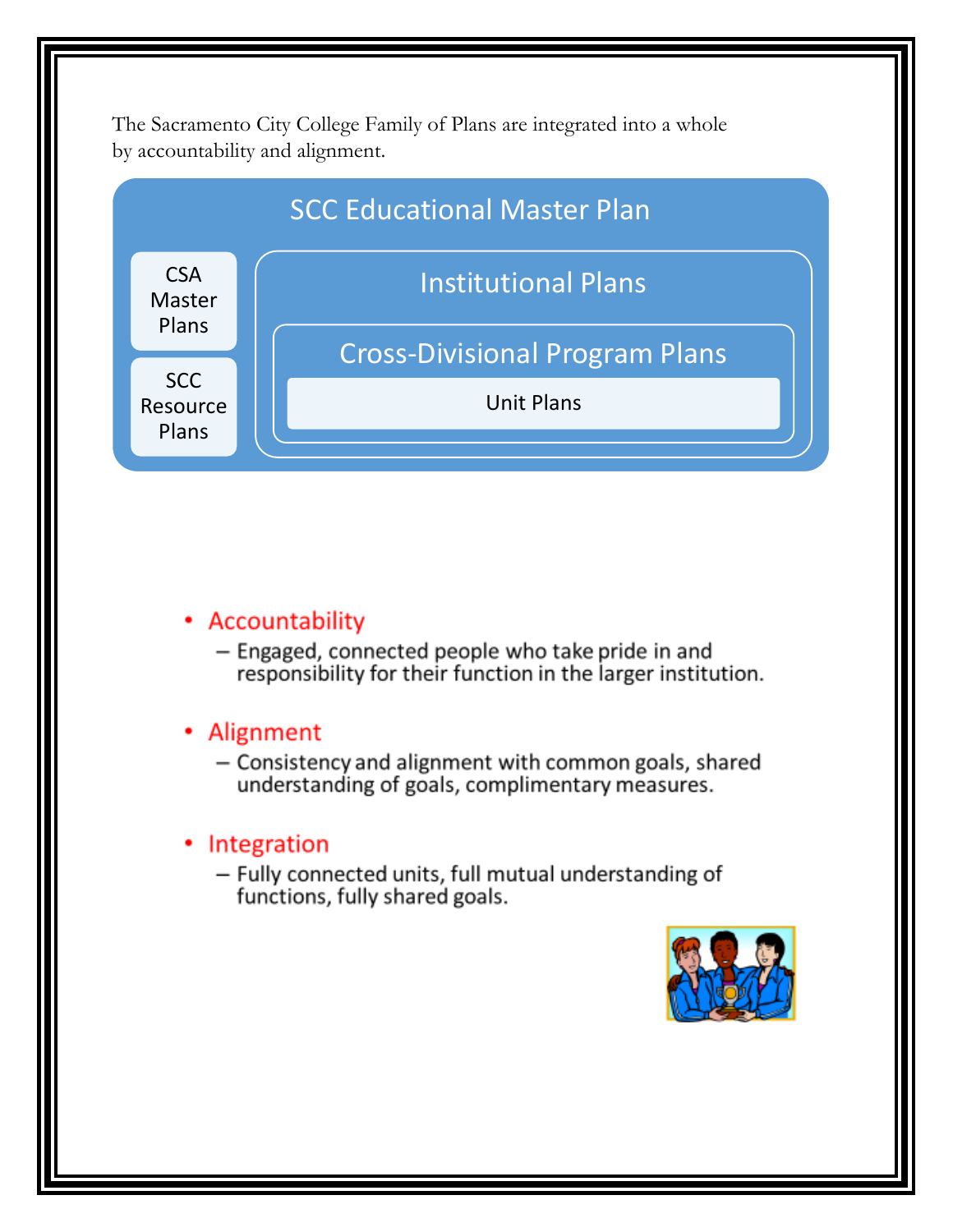The Sacramento City College Family of Plans are integrated into a whole by accountability and alignment.

SCC Educational Master Plan

CSA Master Plans

SCC Resource Plans

Institutional Plans

Cross-Divisional Program Plans

Unit Plans

- Accountability
  - Engaged, connected people who take pride in and responsibility for their function in the larger institution.
- Alignment
  - Consistency and alignment with common goals, shared understanding of goals, complimentary measures.
- Integration
  - Fully connected units, full mutual understanding of functions, fully shared goals.